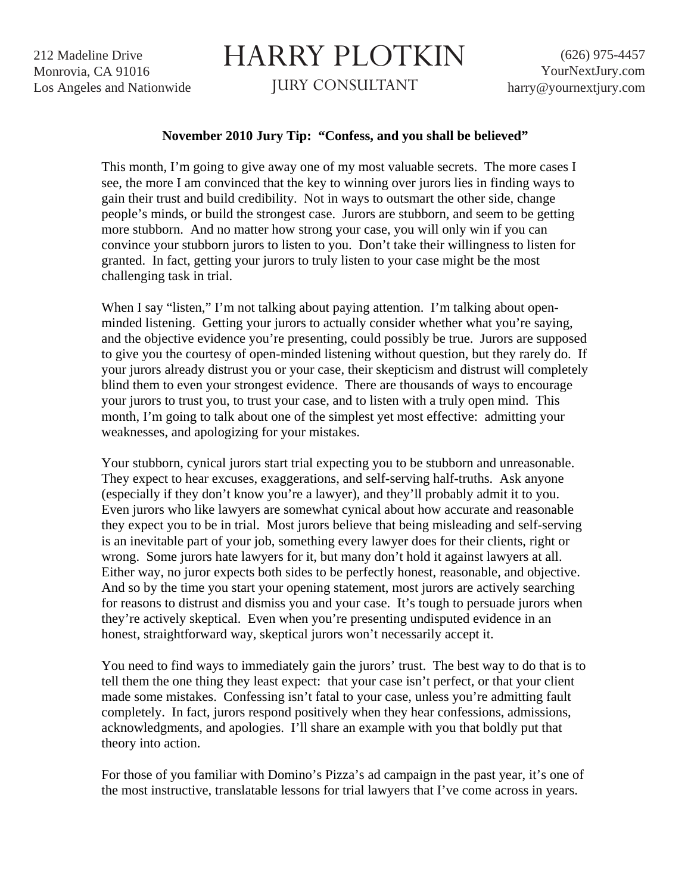212 Madeline Drive
Monrovia, CA 91016
Los Angeles and Nationwide

# HARRY PLOTKIN

JURY CONSULTANT

(626) 975-4457
YourNextJury.com
harry@yournextjury.com

**November 2010 Jury Tip: "Confess, and you shall be believed"**

This month, I'm going to give away one of my most valuable secrets. The more cases I see, the more I am convinced that the key to winning over jurors lies in finding ways to gain their trust and build credibility. Not in ways to outsmart the other side, change people's minds, or build the strongest case. Jurors are stubborn, and seem to be getting more stubborn. And no matter how strong your case, you will only win if you can convince your stubborn jurors to listen to you. Don't take their willingness to listen for granted. In fact, getting your jurors to truly listen to your case might be the most challenging task in trial.

When I say "listen," I'm not talking about paying attention. I'm talking about open-minded listening. Getting your jurors to actually consider whether what you're saying, and the objective evidence you're presenting, could possibly be true. Jurors are supposed to give you the courtesy of open-minded listening without question, but they rarely do. If your jurors already distrust you or your case, their skepticism and distrust will completely blind them to even your strongest evidence. There are thousands of ways to encourage your jurors to trust you, to trust your case, and to listen with a truly open mind. This month, I'm going to talk about one of the simplest yet most effective: admitting your weaknesses, and apologizing for your mistakes.

Your stubborn, cynical jurors start trial expecting you to be stubborn and unreasonable. They expect to hear excuses, exaggerations, and self-serving half-truths. Ask anyone (especially if they don't know you're a lawyer), and they'll probably admit it to you. Even jurors who like lawyers are somewhat cynical about how accurate and reasonable they expect you to be in trial. Most jurors believe that being misleading and self-serving is an inevitable part of your job, something every lawyer does for their clients, right or wrong. Some jurors hate lawyers for it, but many don't hold it against lawyers at all. Either way, no juror expects both sides to be perfectly honest, reasonable, and objective. And so by the time you start your opening statement, most jurors are actively searching for reasons to distrust and dismiss you and your case. It's tough to persuade jurors when they're actively skeptical. Even when you're presenting undisputed evidence in an honest, straightforward way, skeptical jurors won't necessarily accept it.

You need to find ways to immediately gain the jurors' trust. The best way to do that is to tell them the one thing they least expect: that your case isn't perfect, or that your client made some mistakes. Confessing isn't fatal to your case, unless you're admitting fault completely. In fact, jurors respond positively when they hear confessions, admissions, acknowledgments, and apologies. I'll share an example with you that boldly put that theory into action.

For those of you familiar with Domino's Pizza's ad campaign in the past year, it's one of the most instructive, translatable lessons for trial lawyers that I've come across in years.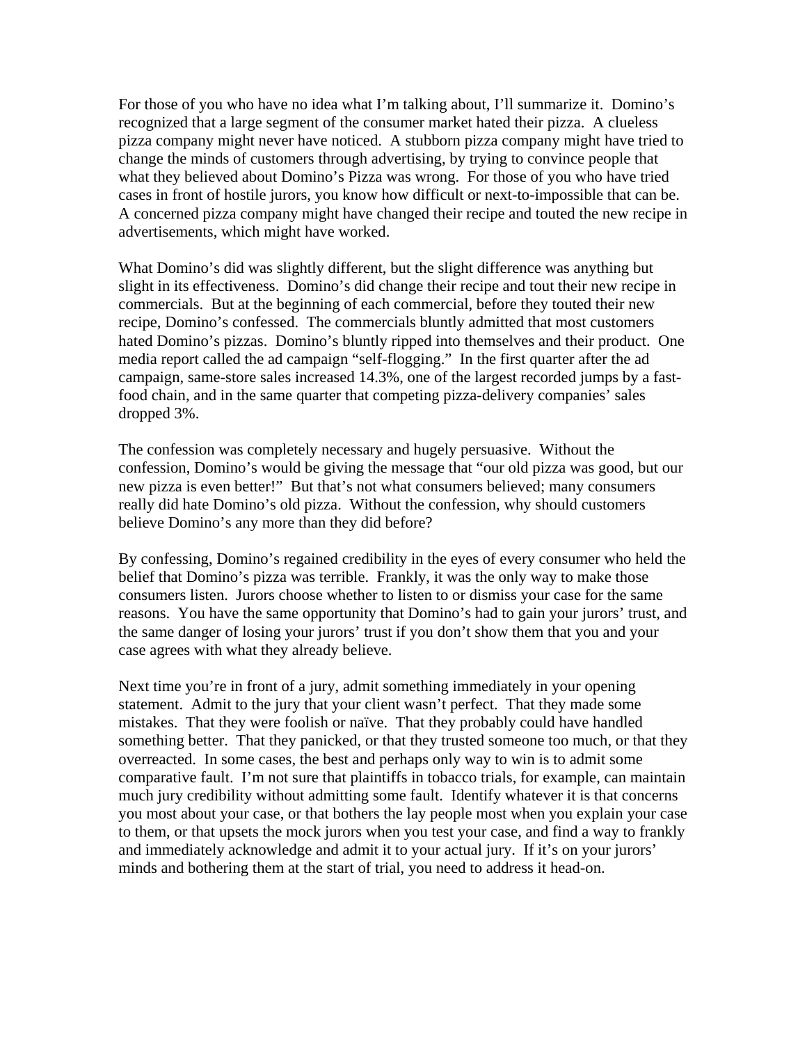For those of you who have no idea what I'm talking about, I'll summarize it. Domino's recognized that a large segment of the consumer market hated their pizza. A clueless pizza company might never have noticed. A stubborn pizza company might have tried to change the minds of customers through advertising, by trying to convince people that what they believed about Domino's Pizza was wrong. For those of you who have tried cases in front of hostile jurors, you know how difficult or next-to-impossible that can be. A concerned pizza company might have changed their recipe and touted the new recipe in advertisements, which might have worked.

What Domino's did was slightly different, but the slight difference was anything but slight in its effectiveness. Domino's did change their recipe and tout their new recipe in commercials. But at the beginning of each commercial, before they touted their new recipe, Domino's confessed. The commercials bluntly admitted that most customers hated Domino's pizzas. Domino's bluntly ripped into themselves and their product. One media report called the ad campaign "self-flogging." In the first quarter after the ad campaign, same-store sales increased 14.3%, one of the largest recorded jumps by a fast-food chain, and in the same quarter that competing pizza-delivery companies' sales dropped 3%.

The confession was completely necessary and hugely persuasive. Without the confession, Domino's would be giving the message that "our old pizza was good, but our new pizza is even better!" But that's not what consumers believed; many consumers really did hate Domino's old pizza. Without the confession, why should customers believe Domino's any more than they did before?

By confessing, Domino's regained credibility in the eyes of every consumer who held the belief that Domino's pizza was terrible. Frankly, it was the only way to make those consumers listen. Jurors choose whether to listen to or dismiss your case for the same reasons. You have the same opportunity that Domino's had to gain your jurors' trust, and the same danger of losing your jurors' trust if you don't show them that you and your case agrees with what they already believe.

Next time you're in front of a jury, admit something immediately in your opening statement. Admit to the jury that your client wasn't perfect. That they made some mistakes. That they were foolish or naïve. That they probably could have handled something better. That they panicked, or that they trusted someone too much, or that they overreacted. In some cases, the best and perhaps only way to win is to admit some comparative fault. I'm not sure that plaintiffs in tobacco trials, for example, can maintain much jury credibility without admitting some fault. Identify whatever it is that concerns you most about your case, or that bothers the lay people most when you explain your case to them, or that upsets the mock jurors when you test your case, and find a way to frankly and immediately acknowledge and admit it to your actual jury. If it's on your jurors' minds and bothering them at the start of trial, you need to address it head-on.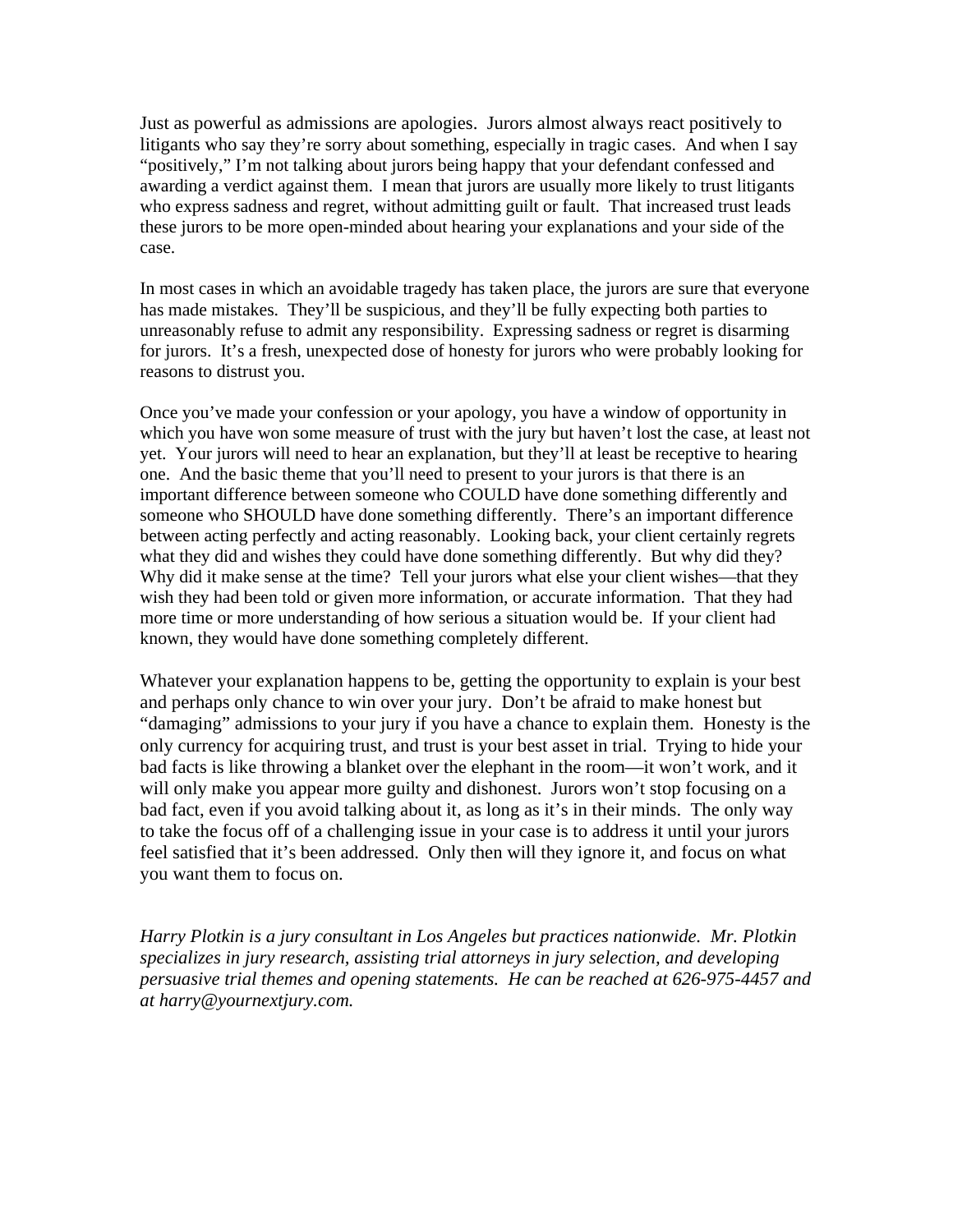Just as powerful as admissions are apologies. Jurors almost always react positively to litigants who say they're sorry about something, especially in tragic cases. And when I say "positively," I'm not talking about jurors being happy that your defendant confessed and awarding a verdict against them. I mean that jurors are usually more likely to trust litigants who express sadness and regret, without admitting guilt or fault. That increased trust leads these jurors to be more open-minded about hearing your explanations and your side of the case.

In most cases in which an avoidable tragedy has taken place, the jurors are sure that everyone has made mistakes. They'll be suspicious, and they'll be fully expecting both parties to unreasonably refuse to admit any responsibility. Expressing sadness or regret is disarming for jurors. It's a fresh, unexpected dose of honesty for jurors who were probably looking for reasons to distrust you.

Once you've made your confession or your apology, you have a window of opportunity in which you have won some measure of trust with the jury but haven't lost the case, at least not yet. Your jurors will need to hear an explanation, but they'll at least be receptive to hearing one. And the basic theme that you'll need to present to your jurors is that there is an important difference between someone who COULD have done something differently and someone who SHOULD have done something differently. There's an important difference between acting perfectly and acting reasonably. Looking back, your client certainly regrets what they did and wishes they could have done something differently. But why did they? Why did it make sense at the time? Tell your jurors what else your client wishes—that they wish they had been told or given more information, or accurate information. That they had more time or more understanding of how serious a situation would be. If your client had known, they would have done something completely different.

Whatever your explanation happens to be, getting the opportunity to explain is your best and perhaps only chance to win over your jury. Don't be afraid to make honest but "damaging" admissions to your jury if you have a chance to explain them. Honesty is the only currency for acquiring trust, and trust is your best asset in trial. Trying to hide your bad facts is like throwing a blanket over the elephant in the room—it won't work, and it will only make you appear more guilty and dishonest. Jurors won't stop focusing on a bad fact, even if you avoid talking about it, as long as it's in their minds. The only way to take the focus off of a challenging issue in your case is to address it until your jurors feel satisfied that it's been addressed. Only then will they ignore it, and focus on what you want them to focus on.

*Harry Plotkin is a jury consultant in Los Angeles but practices nationwide. Mr. Plotkin specializes in jury research, assisting trial attorneys in jury selection, and developing persuasive trial themes and opening statements. He can be reached at 626-975-4457 and at harry@yournextjury.com.*